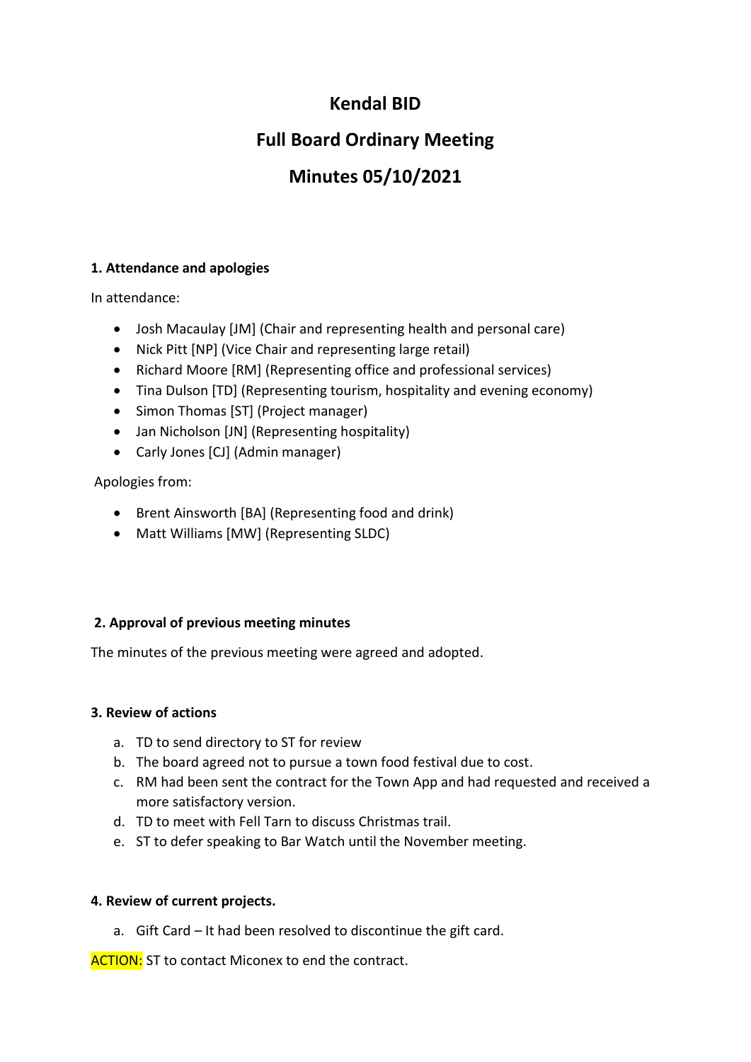# Kendal BID

# Full Board Ordinary Meeting

# Minutes 05/10/2021

### 1. Attendance and apologies

In attendance:

- Josh Macaulay [JM] (Chair and representing health and personal care)
- Nick Pitt [NP] (Vice Chair and representing large retail)
- Richard Moore [RM] (Representing office and professional services)
- Tina Dulson [TD] (Representing tourism, hospitality and evening economy)
- Simon Thomas [ST] (Project manager)
- Jan Nicholson [JN] (Representing hospitality)
- Carly Jones [CJ] (Admin manager)

Apologies from:

- Brent Ainsworth [BA] (Representing food and drink)
- Matt Williams [MW] (Representing SLDC)

### 2. Approval of previous meeting minutes

The minutes of the previous meeting were agreed and adopted.

### 3. Review of actions

a. TD to send directory to ST for review
b. The board agreed not to pursue a town food festival due to cost.
c. RM had been sent the contract for the Town App and had requested and received a more satisfactory version.
d. TD to meet with Fell Tarn to discuss Christmas trail.
e. ST to defer speaking to Bar Watch until the November meeting.

### 4. Review of current projects.

a. Gift Card – It had been resolved to discontinue the gift card.

ACTION: ST to contact Miconex to end the contract.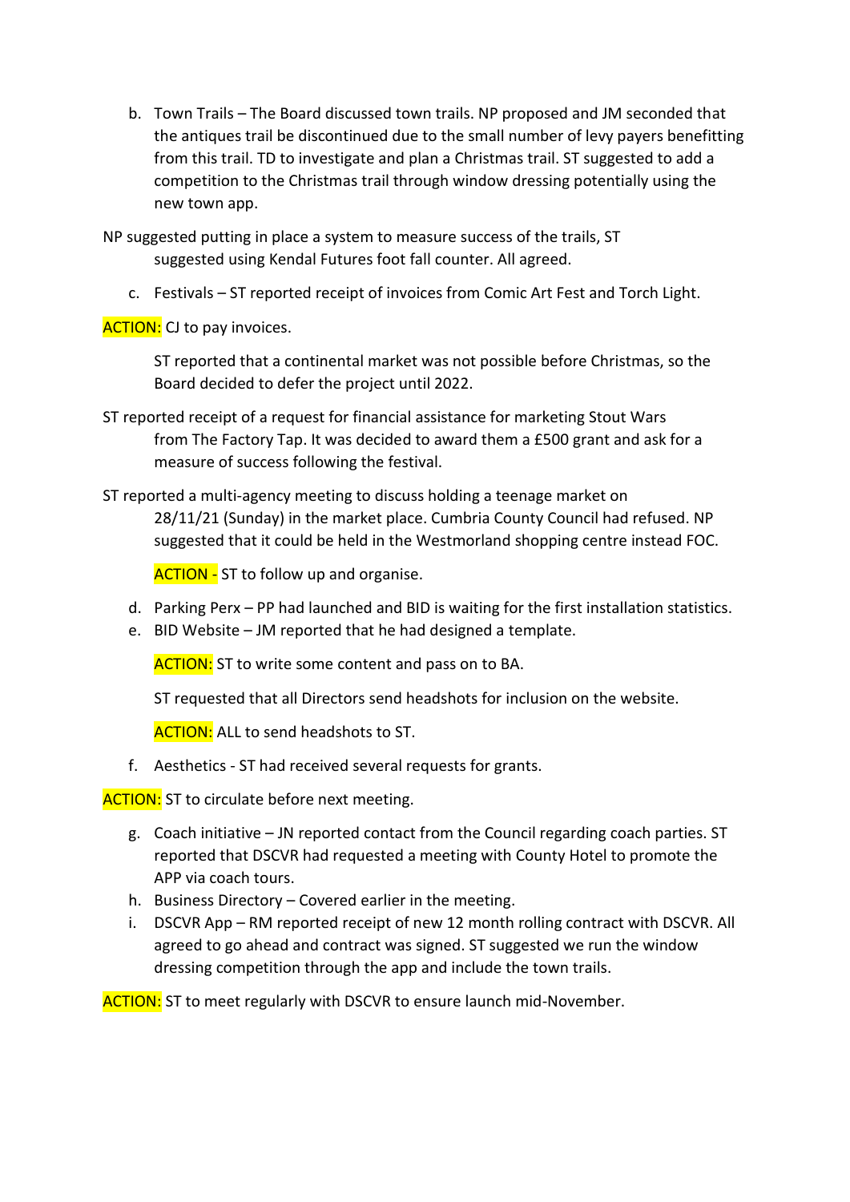b. Town Trails – The Board discussed town trails. NP proposed and JM seconded that the antiques trail be discontinued due to the small number of levy payers benefitting from this trail. TD to investigate and plan a Christmas trail. ST suggested to add a competition to the Christmas trail through window dressing potentially using the new town app.

NP suggested putting in place a system to measure success of the trails, ST suggested using Kendal Futures foot fall counter. All agreed.

c. Festivals – ST reported receipt of invoices from Comic Art Fest and Torch Light.

ACTION: CJ to pay invoices.

ST reported that a continental market was not possible before Christmas, so the Board decided to defer the project until 2022.

ST reported receipt of a request for financial assistance for marketing Stout Wars from The Factory Tap. It was decided to award them a £500 grant and ask for a measure of success following the festival.

ST reported a multi-agency meeting to discuss holding a teenage market on 28/11/21 (Sunday) in the market place. Cumbria County Council had refused. NP suggested that it could be held in the Westmorland shopping centre instead FOC.

ACTION - ST to follow up and organise.

d. Parking Perx – PP had launched and BID is waiting for the first installation statistics.
e. BID Website – JM reported that he had designed a template.

ACTION: ST to write some content and pass on to BA.

ST requested that all Directors send headshots for inclusion on the website.

ACTION: ALL to send headshots to ST.

f. Aesthetics - ST had received several requests for grants.

ACTION: ST to circulate before next meeting.

g. Coach initiative – JN reported contact from the Council regarding coach parties. ST reported that DSCVR had requested a meeting with County Hotel to promote the APP via coach tours.
h. Business Directory – Covered earlier in the meeting.
i. DSCVR App – RM reported receipt of new 12 month rolling contract with DSCVR. All agreed to go ahead and contract was signed. ST suggested we run the window dressing competition through the app and include the town trails.

ACTION: ST to meet regularly with DSCVR to ensure launch mid-November.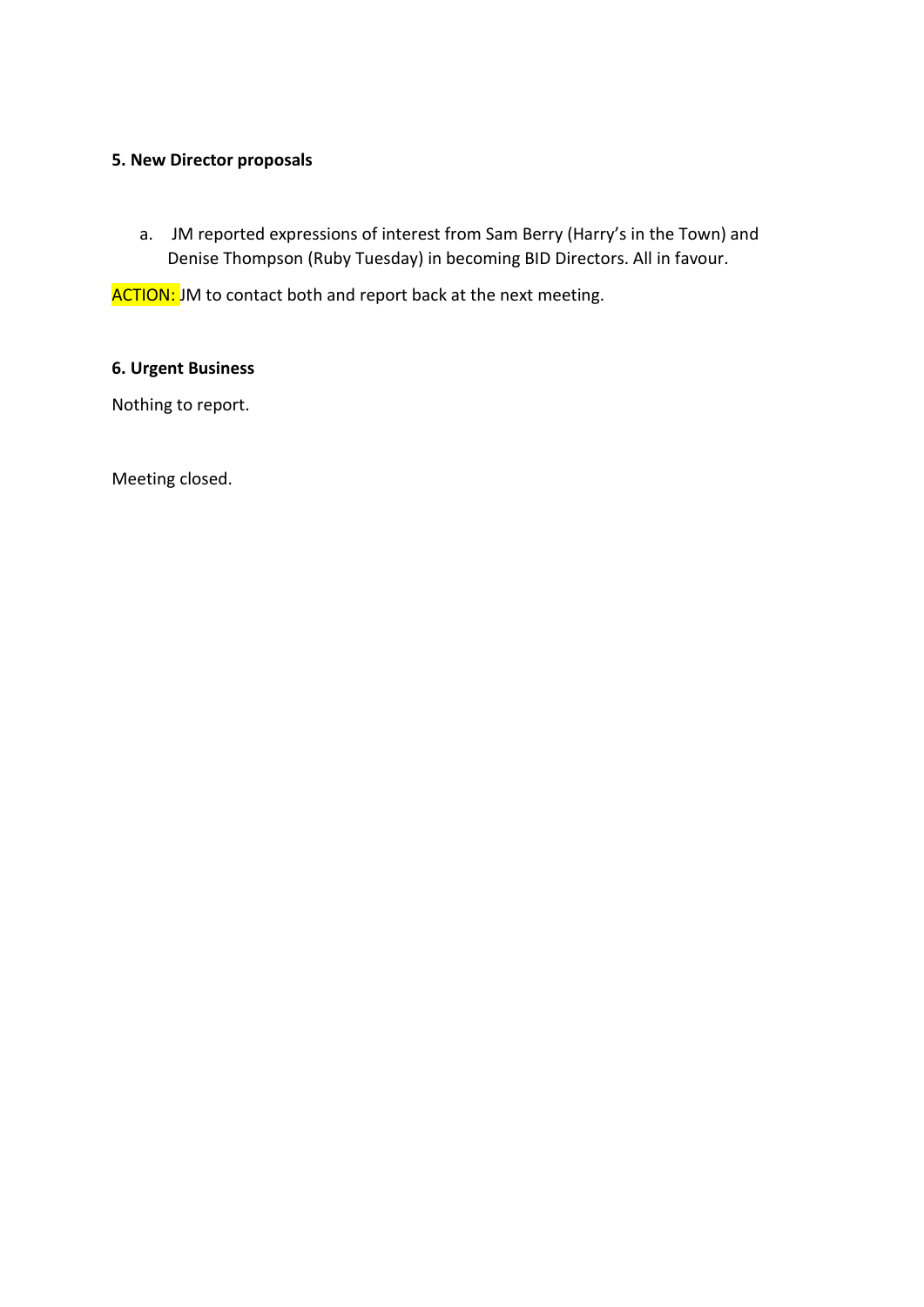**5. New Director proposals**

a. JM reported expressions of interest from Sam Berry (Harry's in the Town) and Denise Thompson (Ruby Tuesday) in becoming BID Directors. All in favour.

ACTION: JM to contact both and report back at the next meeting.

**6. Urgent Business**

Nothing to report.

Meeting closed.